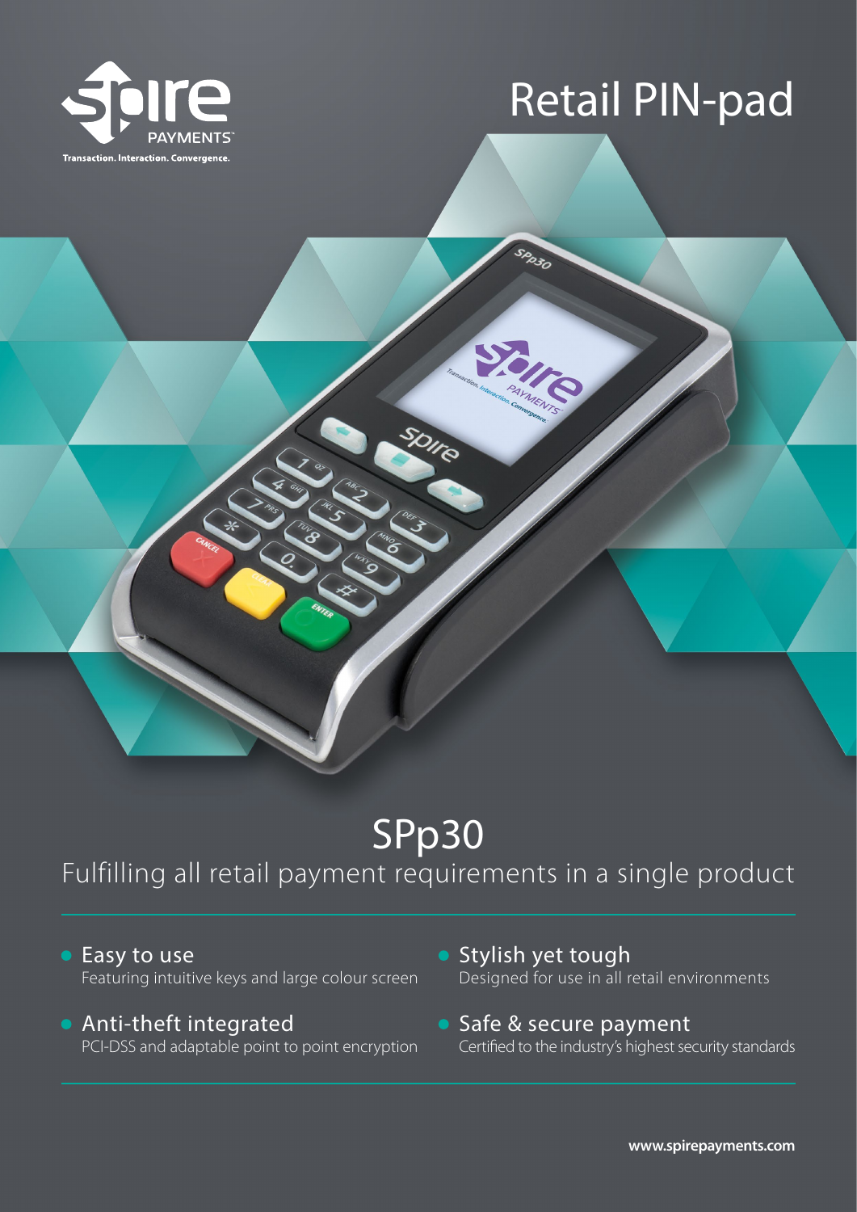# Retail PIN-pad

Transaction. Interaction. Convergence.

# SPp30

## Fulfilling all retail payment requirements in a single product

- **Easy to use**
  Featuring intuitive keys and large colour screen
- **Anti-theft integrated**
  PCI-DSS and adaptable point to point encryption
- **Stylish yet tough**
  Designed for use in all retail environments
- **Safe & secure payment**
  Certified to the industry's highest security standards

**www.spirepayments.com**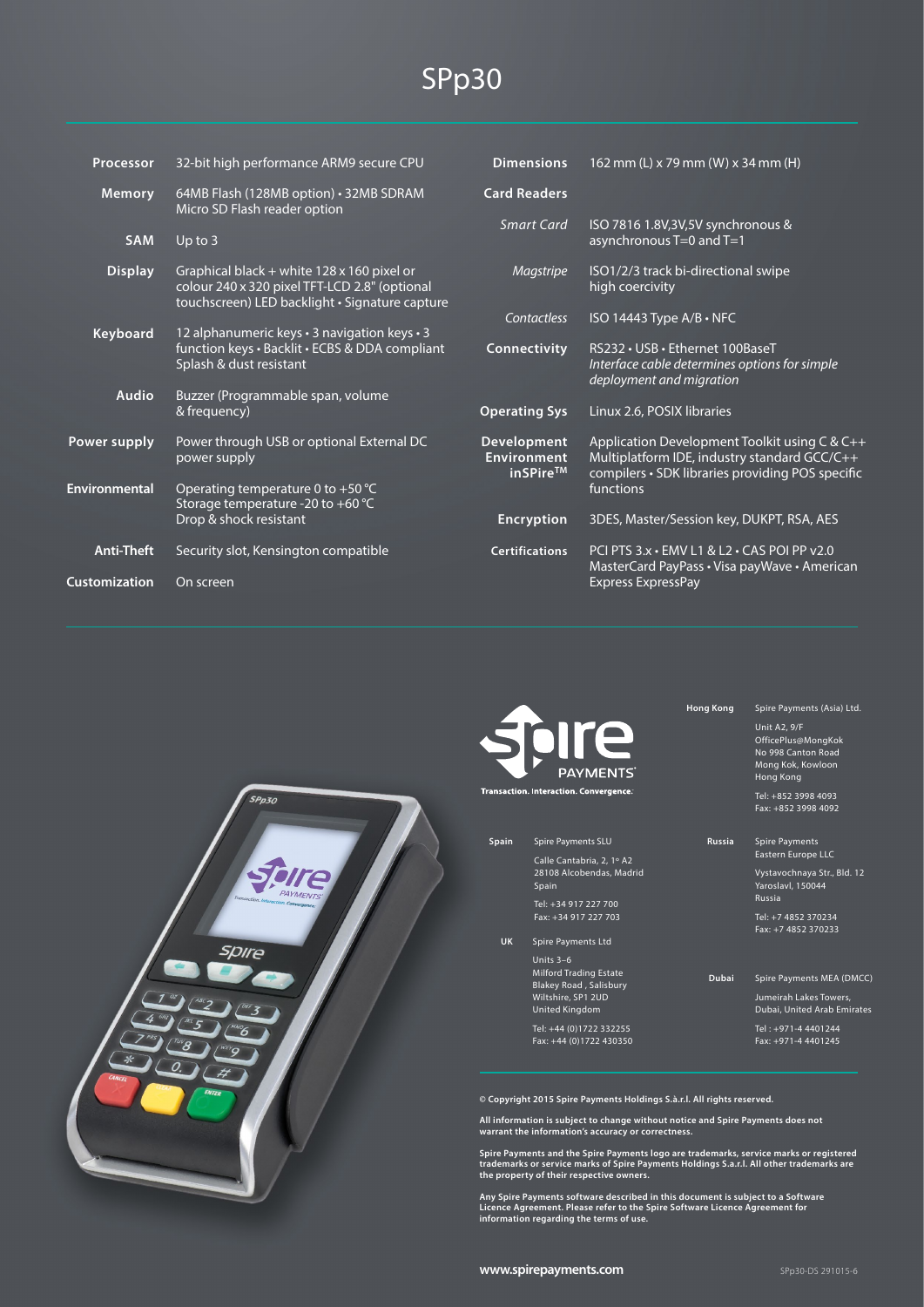# SPp30

| | |
|---|---|
| **Processor** | 32-bit high performance ARM9 secure CPU |
| **Memory** | 64MB Flash (128MB option) • 32MB SDRAM Micro SD Flash reader option |
| **SAM** | Up to 3 |
| **Display** | Graphical black + white 128 x 160 pixel or colour 240 x 320 pixel TFT-LCD 2.8" (optional touchscreen) LED backlight • Signature capture |
| **Keyboard** | 12 alphanumeric keys • 3 navigation keys • 3 function keys • Backlit • ECBS & DDA compliant Splash & dust resistant |
| **Audio** | Buzzer (Programmable span, volume & frequency) |
| **Power supply** | Power through USB or optional External DC power supply |
| **Environmental** | Operating temperature 0 to +50 °C Storage temperature -20 to +60 °C Drop & shock resistant |
| **Anti-Theft** | Security slot, Kensington compatible |
| **Customization** | On screen |

| | |
|---|---|
| **Dimensions** | 162 mm (L) x 79 mm (W) x 34 mm (H) |
| **Card Readers** | |
| *Smart Card* | ISO 7816 1.8V,3V,5V synchronous & asynchronous T=0 and T=1 |
| *Magstripe* | ISO1/2/3 track bi-directional swipe high coercivity |
| *Contactless* | ISO 14443 Type A/B • NFC |
| **Connectivity** | RS232 • USB • Ethernet 100BaseT *Interface cable determines options for simple deployment and migration* |
| **Operating Sys** | Linux 2.6, POSIX libraries |
| **Development Environment inSPire™** | Application Development Toolkit using C & C++ Multiplatform IDE, industry standard GCC/C++ compilers • SDK libraries providing POS specific functions |
| **Encryption** | 3DES, Master/Session key, DUKPT, RSA, AES |
| **Certifications** | PCI PTS 3.x • EMV L1 & L2 • CAS POI PP v2.0 MasterCard PayPass • Visa payWave • American Express ExpressPay |

Spire PAYMENTS

Transaction. Interaction. Convergence.

**Spain**
Spire Payments SLU
Calle Cantabria, 2, 1º A2
28108 Alcobendas, Madrid
Spain
Tel: +34 917 227 700
Fax: +34 917 227 703

**UK**
Spire Payments Ltd
Units 3–6
Milford Trading Estate
Blakey Road , Salisbury
Wiltshire, SP1 2UD
United Kingdom
Tel: +44 (0)1722 332255
Fax: +44 (0)1722 430350

**Hong Kong**
Spire Payments (Asia) Ltd.
Unit A2, 9/F
OfficePlus@MongKok
No 998 Canton Road
Mong Kok, Kowloon
Hong Kong
Tel: +852 3998 4093
Fax: +852 3998 4092

**Russia**
Spire Payments Eastern Europe LLC
Vystavochnaya Str., Bld. 12
Yaroslavl, 150044
Russia
Tel: +7 4852 370234
Fax: +7 4852 370233

**Dubai**
Spire Payments MEA (DMCC)
Jumeirah Lakes Towers,
Dubai, United Arab Emirates
Tel : +971-4 4401244
Fax: +971-4 4401245

**© Copyright 2015 Spire Payments Holdings S.à.r.l. All rights reserved.**

**All information is subject to change without notice and Spire Payments does not warrant the information's accuracy or correctness.**

**Spire Payments and the Spire Payments logo are trademarks, service marks or registered trademarks or service marks of Spire Payments Holdings S.a.r.l. All other trademarks are the property of their respective owners.**

**Any Spire Payments software described in this document is subject to a Software Licence Agreement. Please refer to the Spire Software Licence Agreement for information regarding the terms of use.**

**www.spirepayments.com**

SPp30-DS 291015-6